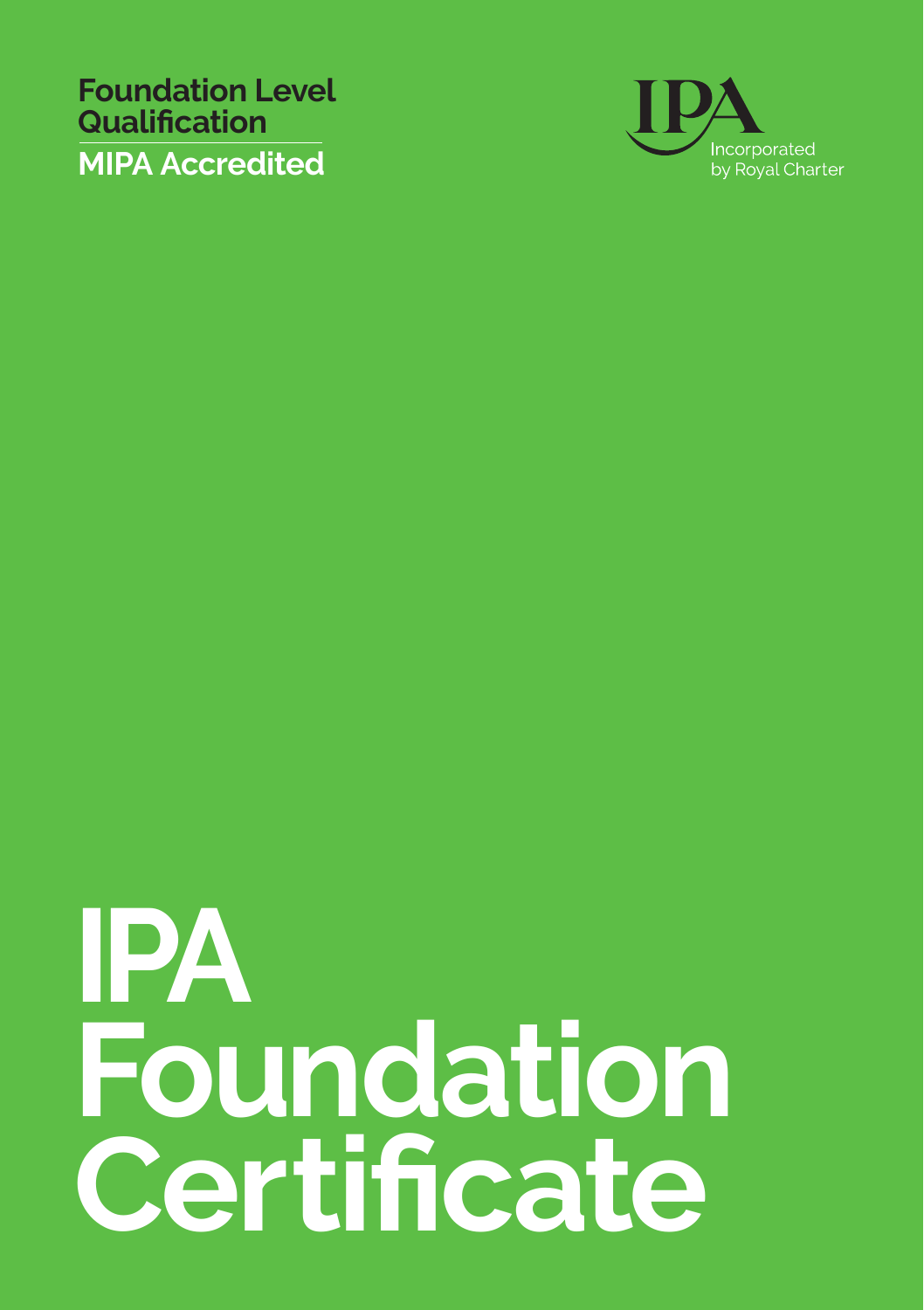Foundation Level Qualification

MIPA Accredited

IPA

Incorporated by Royal Charter

# IPA Foundation Certificate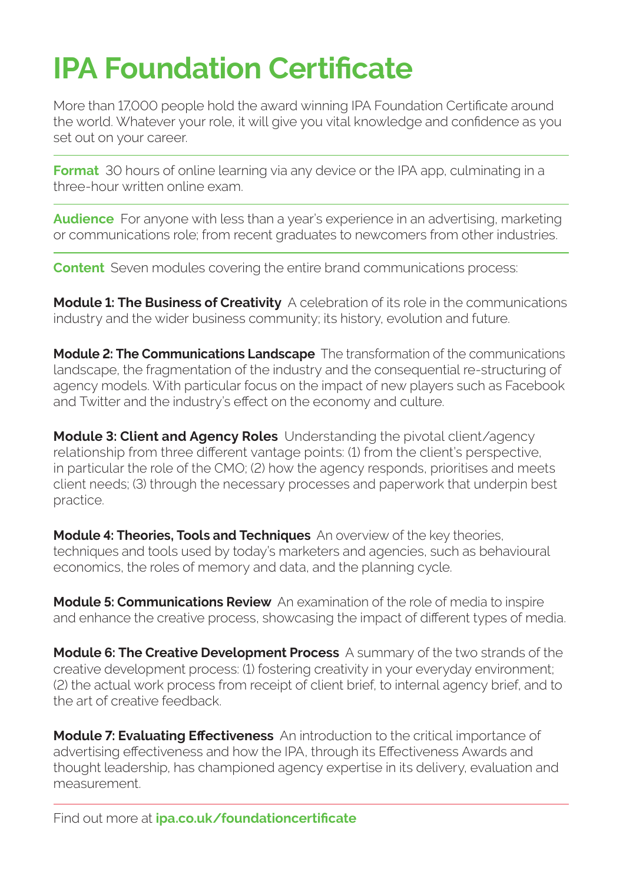# IPA Foundation Certificate

More than 17,000 people hold the award winning IPA Foundation Certificate around the world. Whatever your role, it will give you vital knowledge and confidence as you set out on your career.

---

**Format** 30 hours of online learning via any device or the IPA app, culminating in a three-hour written online exam.

---

**Audience** For anyone with less than a year's experience in an advertising, marketing or communications role; from recent graduates to newcomers from other industries.

---

**Content** Seven modules covering the entire brand communications process:

**Module 1: The Business of Creativity** A celebration of its role in the communications industry and the wider business community; its history, evolution and future.

**Module 2: The Communications Landscape** The transformation of the communications landscape, the fragmentation of the industry and the consequential re-structuring of agency models. With particular focus on the impact of new players such as Facebook and Twitter and the industry's effect on the economy and culture.

**Module 3: Client and Agency Roles** Understanding the pivotal client/agency relationship from three different vantage points: (1) from the client's perspective, in particular the role of the CMO; (2) how the agency responds, prioritises and meets client needs; (3) through the necessary processes and paperwork that underpin best practice.

**Module 4: Theories, Tools and Techniques** An overview of the key theories, techniques and tools used by today's marketers and agencies, such as behavioural economics, the roles of memory and data, and the planning cycle.

**Module 5: Communications Review** An examination of the role of media to inspire and enhance the creative process, showcasing the impact of different types of media.

**Module 6: The Creative Development Process** A summary of the two strands of the creative development process: (1) fostering creativity in your everyday environment; (2) the actual work process from receipt of client brief, to internal agency brief, and to the art of creative feedback.

**Module 7: Evaluating Effectiveness** An introduction to the critical importance of advertising effectiveness and how the IPA, through its Effectiveness Awards and thought leadership, has championed agency expertise in its delivery, evaluation and measurement.

---

Find out more at **ipa.co.uk/foundationcertificate**